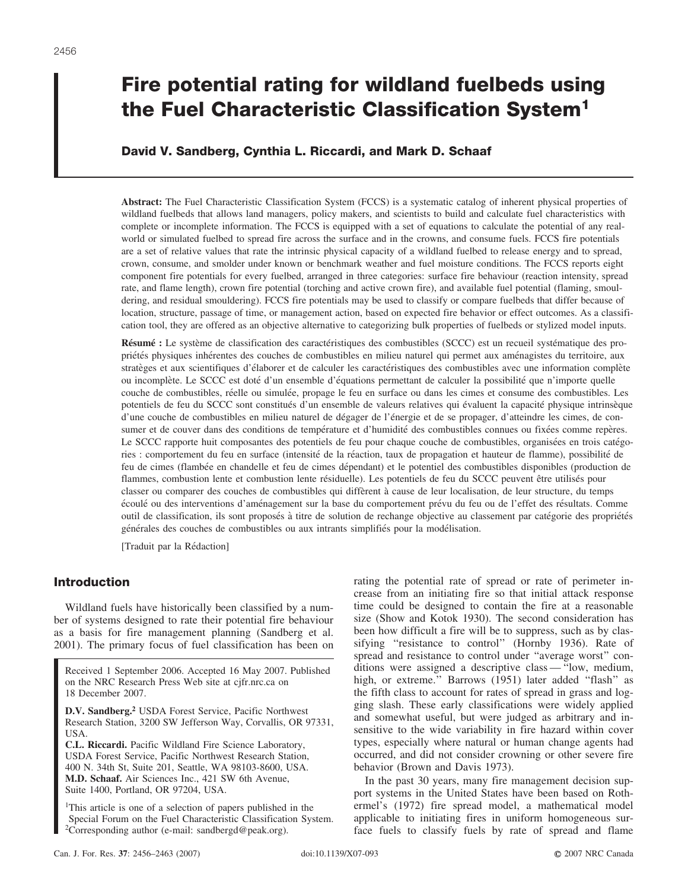# Fire potential rating for wildland fuelbeds using the Fuel Characteristic Classification System[1]

**David V. Sandberg, Cynthia L. Riccardi, and Mark D. Schaaf**

**Abstract:** The Fuel Characteristic Classification System (FCCS) is a systematic catalog of inherent physical properties of wildland fuelbeds that allows land managers, policy makers, and scientists to build and calculate fuel characteristics with complete or incomplete information. The FCCS is equipped with a set of equations to calculate the potential of any real-world or simulated fuelbed to spread fire across the surface and in the crowns, and consume fuels. FCCS fire potentials are a set of relative values that rate the intrinsic physical capacity of a wildland fuelbed to release energy and to spread, crown, consume, and smolder under known or benchmark weather and fuel moisture conditions. The FCCS reports eight component fire potentials for every fuelbed, arranged in three categories: surface fire behaviour (reaction intensity, spread rate, and flame length), crown fire potential (torching and active crown fire), and available fuel potential (flaming, smouldering, and residual smouldering). FCCS fire potentials may be used to classify or compare fuelbeds that differ because of location, structure, passage of time, or management action, based on expected fire behavior or effect outcomes. As a classification tool, they are offered as an objective alternative to categorizing bulk properties of fuelbeds or stylized model inputs.

**Résumé :** Le système de classification des caractéristiques des combustibles (SCCC) est un recueil systématique des propriétés physiques inhérentes des couches de combustibles en milieu naturel qui permet aux aménagistes du territoire, aux stratèges et aux scientifiques d'élaborer et de calculer les caractéristiques des combustibles avec une information complète ou incomplète. Le SCCC est doté d'un ensemble d'équations permettant de calculer la possibilité que n'importe quelle couche de combustibles, réelle ou simulée, propage le feu en surface ou dans les cimes et consume des combustibles. Les potentiels de feu du SCCC sont constitués d'un ensemble de valeurs relatives qui évaluent la capacité physique intrinsèque d'une couche de combustibles en milieu naturel de dégager de l'énergie et de se propager, d'atteindre les cimes, de consumer et de couver dans des conditions de température et d'humidité des combustibles connues ou fixées comme repères. Le SCCC rapporte huit composantes des potentiels de feu pour chaque couche de combustibles, organisées en trois catégories : comportement du feu en surface (intensité de la réaction, taux de propagation et hauteur de flamme), possibilité de feu de cimes (flambée en chandelle et feu de cimes dépendant) et le potentiel des combustibles disponibles (production de flammes, combustion lente et combustion lente résiduelle). Les potentiels de feu du SCCC peuvent être utilisés pour classer ou comparer des couches de combustibles qui diffèrent à cause de leur localisation, de leur structure, du temps écoulé ou des interventions d'aménagement sur la base du comportement prévu du feu ou de l'effet des résultats. Comme outil de classification, ils sont proposés à titre de solution de rechange objective au classement par catégorie des propriétés générales des couches de combustibles ou aux intrants simplifiés pour la modélisation.

[Traduit par la Rédaction]

## Introduction

Wildland fuels have historically been classified by a number of systems designed to rate their potential fire behaviour as a basis for fire management planning (Sandberg et al. 2001). The primary focus of fuel classification has been on rating the potential rate of spread or rate of perimeter increase from an initiating fire so that initial attack response time could be designed to contain the fire at a reasonable size (Show and Kotok 1930). The second consideration has been how difficult a fire will be to suppress, such as by classifying "resistance to control" (Hornby 1936). Rate of spread and resistance to control under "average worst" conditions were assigned a descriptive class — "low, medium, high, or extreme." Barrows (1951) later added "flash" as the fifth class to account for rates of spread in grass and logging slash. These early classifications were widely applied and somewhat useful, but were judged as arbitrary and insensitive to the wide variability in fire hazard within cover types, especially where natural or human change agents had occurred, and did not consider crowning or other severe fire behavior (Brown and Davis 1973).

In the past 30 years, many fire management decision support systems in the United States have been based on Rothermel's (1972) fire spread model, a mathematical model applicable to initiating fires in uniform homogeneous surface fuels to classify fuels by rate of spread and flame

Received 1 September 2006. Accepted 16 May 2007. Published on the NRC Research Press Web site at cjfr.nrc.ca on 18 December 2007.

**D.V. Sandberg.**[2] USDA Forest Service, Pacific Northwest Research Station, 3200 SW Jefferson Way, Corvallis, OR 97331, USA.
**C.L. Riccardi.** Pacific Wildland Fire Science Laboratory, USDA Forest Service, Pacific Northwest Research Station, 400 N. 34th St, Suite 201, Seattle, WA 98103-8600, USA.
**M.D. Schaaf.** Air Sciences Inc., 421 SW 6th Avenue, Suite 1400, Portland, OR 97204, USA.

[1]This article is one of a selection of papers published in the Special Forum on the Fuel Characteristic Classification System.
[2]Corresponding author (e-mail: sandbergd@peak.org).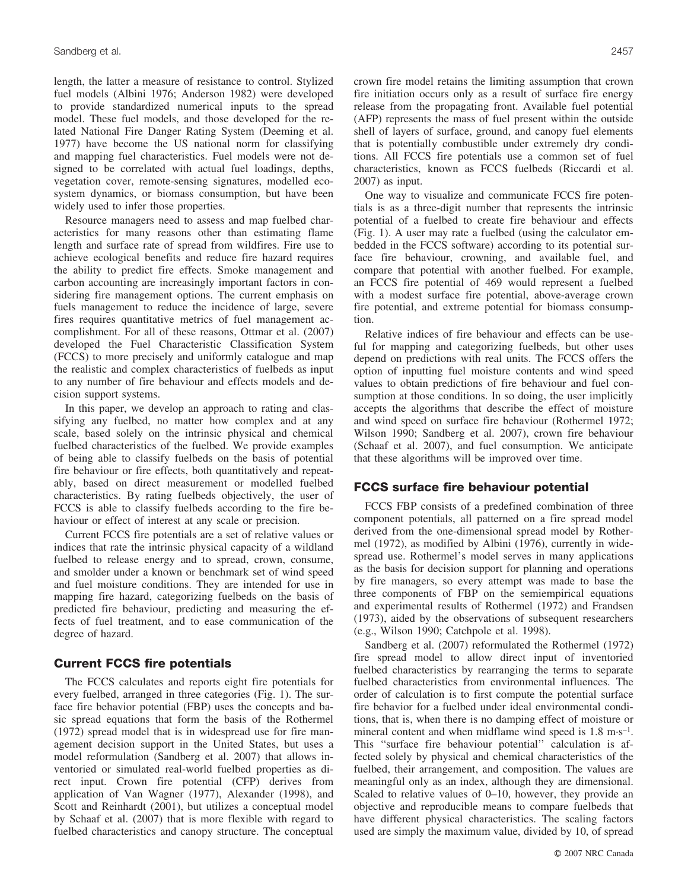length, the latter a measure of resistance to control. Stylized fuel models (Albini 1976; Anderson 1982) were developed to provide standardized numerical inputs to the spread model. These fuel models, and those developed for the related National Fire Danger Rating System (Deeming et al. 1977) have become the US national norm for classifying and mapping fuel characteristics. Fuel models were not designed to be correlated with actual fuel loadings, depths, vegetation cover, remote-sensing signatures, modelled ecosystem dynamics, or biomass consumption, but have been widely used to infer those properties.

Resource managers need to assess and map fuelbed characteristics for many reasons other than estimating flame length and surface rate of spread from wildfires. Fire use to achieve ecological benefits and reduce fire hazard requires the ability to predict fire effects. Smoke management and carbon accounting are increasingly important factors in considering fire management options. The current emphasis on fuels management to reduce the incidence of large, severe fires requires quantitative metrics of fuel management accomplishment. For all of these reasons, Ottmar et al. (2007) developed the Fuel Characteristic Classification System (FCCS) to more precisely and uniformly catalogue and map the realistic and complex characteristics of fuelbeds as input to any number of fire behaviour and effects models and decision support systems.

In this paper, we develop an approach to rating and classifying any fuelbed, no matter how complex and at any scale, based solely on the intrinsic physical and chemical fuelbed characteristics of the fuelbed. We provide examples of being able to classify fuelbeds on the basis of potential fire behaviour or fire effects, both quantitatively and repeatably, based on direct measurement or modelled fuelbed characteristics. By rating fuelbeds objectively, the user of FCCS is able to classify fuelbeds according to the fire behaviour or effect of interest at any scale or precision.

Current FCCS fire potentials are a set of relative values or indices that rate the intrinsic physical capacity of a wildland fuelbed to release energy and to spread, crown, consume, and smolder under a known or benchmark set of wind speed and fuel moisture conditions. They are intended for use in mapping fire hazard, categorizing fuelbeds on the basis of predicted fire behaviour, predicting and measuring the effects of fuel treatment, and to ease communication of the degree of hazard.

## Current FCCS fire potentials

The FCCS calculates and reports eight fire potentials for every fuelbed, arranged in three categories (Fig. 1). The surface fire behavior potential (FBP) uses the concepts and basic spread equations that form the basis of the Rothermel (1972) spread model that is in widespread use for fire management decision support in the United States, but uses a model reformulation (Sandberg et al. 2007) that allows inventoried or simulated real-world fuelbed properties as direct input. Crown fire potential (CFP) derives from application of Van Wagner (1977), Alexander (1998), and Scott and Reinhardt (2001), but utilizes a conceptual model by Schaaf et al. (2007) that is more flexible with regard to fuelbed characteristics and canopy structure. The conceptual crown fire model retains the limiting assumption that crown fire initiation occurs only as a result of surface fire energy release from the propagating front. Available fuel potential (AFP) represents the mass of fuel present within the outside shell of layers of surface, ground, and canopy fuel elements that is potentially combustible under extremely dry conditions. All FCCS fire potentials use a common set of fuel characteristics, known as FCCS fuelbeds (Riccardi et al. 2007) as input.

One way to visualize and communicate FCCS fire potentials is as a three-digit number that represents the intrinsic potential of a fuelbed to create fire behaviour and effects (Fig. 1). A user may rate a fuelbed (using the calculator embedded in the FCCS software) according to its potential surface fire behaviour, crowning, and available fuel, and compare that potential with another fuelbed. For example, an FCCS fire potential of 469 would represent a fuelbed with a modest surface fire potential, above-average crown fire potential, and extreme potential for biomass consumption.

Relative indices of fire behaviour and effects can be useful for mapping and categorizing fuelbeds, but other uses depend on predictions with real units. The FCCS offers the option of inputting fuel moisture contents and wind speed values to obtain predictions of fire behaviour and fuel consumption at those conditions. In so doing, the user implicitly accepts the algorithms that describe the effect of moisture and wind speed on surface fire behaviour (Rothermel 1972; Wilson 1990; Sandberg et al. 2007), crown fire behaviour (Schaaf et al. 2007), and fuel consumption. We anticipate that these algorithms will be improved over time.

## FCCS surface fire behaviour potential

FCCS FBP consists of a predefined combination of three component potentials, all patterned on a fire spread model derived from the one-dimensional spread model by Rothermel (1972), as modified by Albini (1976), currently in widespread use. Rothermel's model serves in many applications as the basis for decision support for planning and operations by fire managers, so every attempt was made to base the three components of FBP on the semiempirical equations and experimental results of Rothermel (1972) and Frandsen (1973), aided by the observations of subsequent researchers (e.g., Wilson 1990; Catchpole et al. 1998).

Sandberg et al. (2007) reformulated the Rothermel (1972) fire spread model to allow direct input of inventoried fuelbed characteristics by rearranging the terms to separate fuelbed characteristics from environmental influences. The order of calculation is to first compute the potential surface fire behavior for a fuelbed under ideal environmental conditions, that is, when there is no damping effect of moisture or mineral content and when midflame wind speed is $1.8\ m{\cdot}s^{-1}$. This "surface fire behaviour potential" calculation is affected solely by physical and chemical characteristics of the fuelbed, their arrangement, and composition. The values are meaningful only as an index, although they are dimensional. Scaled to relative values of 0–10, however, they provide an objective and reproducible means to compare fuelbeds that have different physical characteristics. The scaling factors used are simply the maximum value, divided by 10, of spread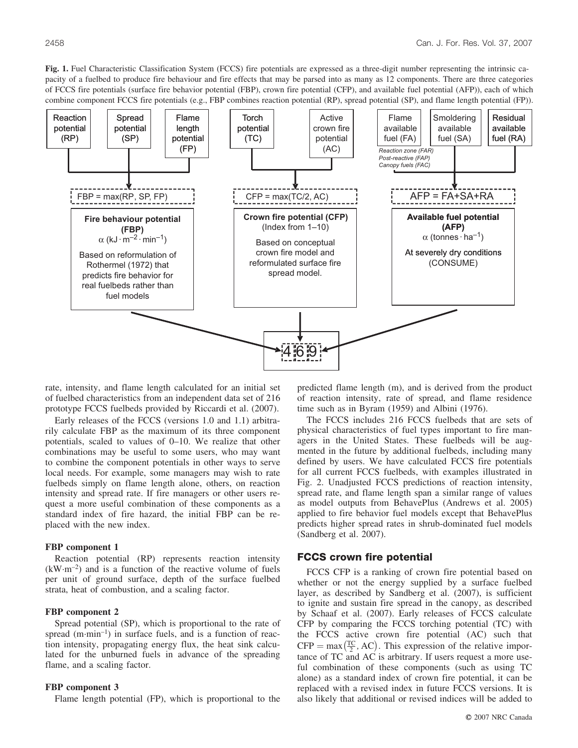**Fig. 1.** Fuel Characteristic Classification System (FCCS) fire potentials are expressed as a three-digit number representing the intrinsic capacity of a fuelbed to produce fire behaviour and fire effects that may be parsed into as many as 12 components. There are three categories of FCCS fire potentials (surface fire behavior potential (FBP), crown fire potential (CFP), and available fuel potential (AFP)), each of which combine component FCCS fire potentials (e.g., FBP combines reaction potential (RP), spread potential (SP), and flame length potential (FP)).

Reaction potential (RP) | Spread potential (SP) | Flame length potential (FP) | Torch potential (TC) | Active crown fire potential (AC) | Flame available fuel (FA) | Smoldering available fuel (SA) | Residual available fuel (RA)

Reaction zone (FAR)
Post-reactive (FAP)
Canopy fuels (FAC)

FBP = max(RP, SP, FP)

CFP = max(TC/2, AC)

AFP = FA+SA+RA

**Fire behaviour potential (FBP)**
$\alpha$ (kJ · m$^{-2}$ · min$^{-1}$)
Based on reformulation of Rothermel (1972) that predicts fire behavior for real fuelbeds rather than fuel models

**Crown fire potential (CFP)**
(Index from 1–10)
Based on conceptual crown fire model and reformulated surface fire spread model.

**Available fuel potential (AFP)**
$\alpha$ (tonnes · ha$^{-1}$)
At severely dry conditions (CONSUME)

4 6 9

rate, intensity, and flame length calculated for an initial set of fuelbed characteristics from an independent data set of 216 prototype FCCS fuelbeds provided by Riccardi et al. (2007).

Early releases of the FCCS (versions 1.0 and 1.1) arbitrarily calculate FBP as the maximum of its three component potentials, scaled to values of 0–10. We realize that other combinations may be useful to some users, who may want to combine the component potentials in other ways to serve local needs. For example, some managers may wish to rate fuelbeds simply on flame length alone, others, on reaction intensity and spread rate. If fire managers or other users request a more useful combination of these components as a standard index of fire hazard, the initial FBP can be replaced with the new index.

#### FBP component 1

Reaction potential (RP) represents reaction intensity (kW·m$^{-2}$) and is a function of the reactive volume of fuels per unit of ground surface, depth of the surface fuelbed strata, heat of combustion, and a scaling factor.

#### FBP component 2

Spread potential (SP), which is proportional to the rate of spread (m·min$^{-1}$) in surface fuels, and is a function of reaction intensity, propagating energy flux, the heat sink calculated for the unburned fuels in advance of the spreading flame, and a scaling factor.

#### FBP component 3

Flame length potential (FP), which is proportional to the predicted flame length (m), and is derived from the product of reaction intensity, rate of spread, and flame residence time such as in Byram (1959) and Albini (1976).

The FCCS includes 216 FCCS fuelbeds that are sets of physical characteristics of fuel types important to fire managers in the United States. These fuelbeds will be augmented in the future by additional fuelbeds, including many defined by users. We have calculated FCCS fire potentials for all current FCCS fuelbeds, with examples illustrated in Fig. 2. Unadjusted FCCS predictions of reaction intensity, spread rate, and flame length span a similar range of values as model outputs from BehavePlus (Andrews et al. 2005) applied to fire behavior fuel models except that BehavePlus predicts higher spread rates in shrub-dominated fuel models (Sandberg et al. 2007).

## FCCS crown fire potential

FCCS CFP is a ranking of crown fire potential based on whether or not the energy supplied by a surface fuelbed layer, as described by Sandberg et al. (2007), is sufficient to ignite and sustain fire spread in the canopy, as described by Schaaf et al. (2007). Early releases of FCCS calculate CFP by comparing the FCCS torching potential (TC) with the FCCS active crown fire potential (AC) such that $\mathrm{CFP} = \max\left(\frac{\mathrm{TC}}{2}, \mathrm{AC}\right)$. This expression of the relative importance of TC and AC is arbitrary. If users request a more useful combination of these components (such as using TC alone) as a standard index of crown fire potential, it can be replaced with a revised index in future FCCS versions. It is also likely that additional or revised indices will be added to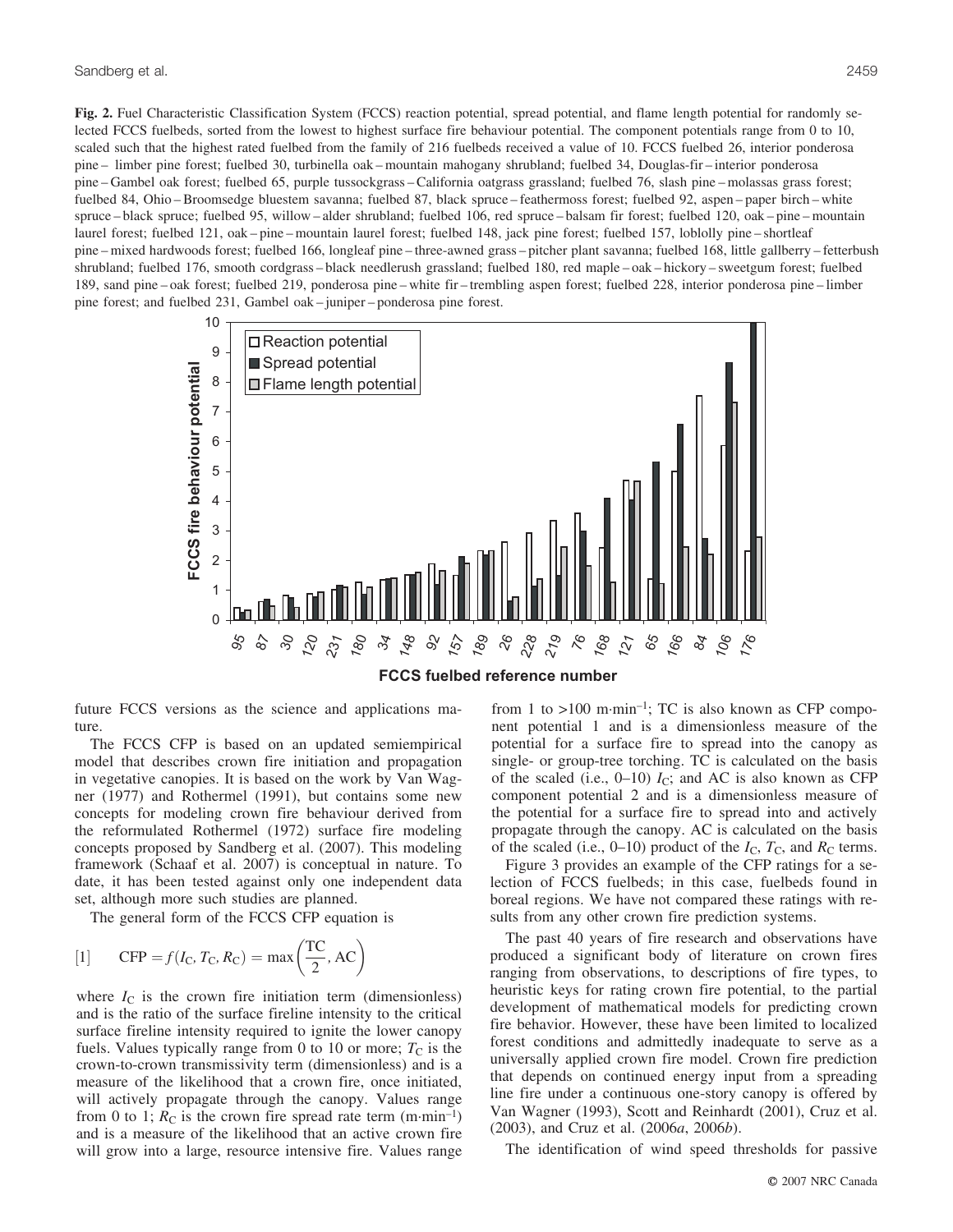**Fig. 2.** Fuel Characteristic Classification System (FCCS) reaction potential, spread potential, and flame length potential for randomly selected FCCS fuelbeds, sorted from the lowest to highest surface fire behaviour potential. The component potentials range from 0 to 10, scaled such that the highest rated fuelbed from the family of 216 fuelbeds received a value of 10. FCCS fuelbed 26, interior ponderosa pine – limber pine forest; fuelbed 30, turbinella oak – mountain mahogany shrubland; fuelbed 34, Douglas-fir – interior ponderosa pine – Gambel oak forest; fuelbed 65, purple tussockgrass – California oatgrass grassland; fuelbed 76, slash pine – molassas grass forest; fuelbed 84, Ohio – Broomsedge bluestem savanna; fuelbed 87, black spruce – feathermoss forest; fuelbed 92, aspen – paper birch – white spruce – black spruce; fuelbed 95, willow – alder shrubland; fuelbed 106, red spruce – balsam fir forest; fuelbed 120, oak – pine – mountain laurel forest; fuelbed 121, oak – pine – mountain laurel forest; fuelbed 148, jack pine forest; fuelbed 157, loblolly pine – shortleaf pine – mixed hardwoods forest; fuelbed 166, longleaf pine – three-awned grass – pitcher plant savanna; fuelbed 168, little gallberry – fetterbush shrubland; fuelbed 176, smooth cordgrass – black needlerush grassland; fuelbed 180, red maple – oak – hickory – sweetgum forest; fuelbed 189, sand pine – oak forest; fuelbed 219, ponderosa pine – white fir – trembling aspen forest; fuelbed 228, interior ponderosa pine – limber pine forest; and fuelbed 231, Gambel oak – juniper – ponderosa pine forest.

future FCCS versions as the science and applications mature.

The FCCS CFP is based on an updated semiempirical model that describes crown fire initiation and propagation in vegetative canopies. It is based on the work by Van Wagner (1977) and Rothermel (1991), but contains some new concepts for modeling crown fire behaviour derived from the reformulated Rothermel (1972) surface fire modeling concepts proposed by Sandberg et al. (2007). This modeling framework (Schaaf et al. 2007) is conceptual in nature. To date, it has been tested against only one independent data set, although more such studies are planned.

The general form of the FCCS CFP equation is

$$[1] \qquad \mathrm{CFP} = f(I_{\mathrm{C}}, T_{\mathrm{C}}, R_{\mathrm{C}}) = \max\left(\frac{\mathrm{TC}}{2}, \mathrm{AC}\right)$$

where $I_{\mathrm{C}}$ is the crown fire initiation term (dimensionless) and is the ratio of the surface fireline intensity to the critical surface fireline intensity required to ignite the lower canopy fuels. Values typically range from 0 to 10 or more; $T_{\mathrm{C}}$ is the crown-to-crown transmissivity term (dimensionless) and is a measure of the likelihood that a crown fire, once initiated, will actively propagate through the canopy. Values range from 0 to 1; $R_{\mathrm{C}}$ is the crown fire spread rate term (m·min$^{-1}$) and is a measure of the likelihood that an active crown fire will grow into a large, resource intensive fire. Values range from 1 to >100 m·min$^{-1}$; TC is also known as CFP component potential 1 and is a dimensionless measure of the potential for a surface fire to spread into the canopy as single- or group-tree torching. TC is calculated on the basis of the scaled (i.e., 0–10) $I_{\mathrm{C}}$; and AC is also known as CFP component potential 2 and is a dimensionless measure of the potential for a surface fire to spread into and actively propagate through the canopy. AC is calculated on the basis of the scaled (i.e., 0–10) product of the $I_{\mathrm{C}}$, $T_{\mathrm{C}}$, and $R_{\mathrm{C}}$ terms.

Figure 3 provides an example of the CFP ratings for a selection of FCCS fuelbeds; in this case, fuelbeds found in boreal regions. We have not compared these ratings with results from any other crown fire prediction systems.

The past 40 years of fire research and observations have produced a significant body of literature on crown fires ranging from observations, to descriptions of fire types, to heuristic keys for rating crown fire potential, to the partial development of mathematical models for predicting crown fire behavior. However, these have been limited to localized forest conditions and admittedly inadequate to serve as a universally applied crown fire model. Crown fire prediction that depends on continued energy input from a spreading line fire under a continuous one-story canopy is offered by Van Wagner (1993), Scott and Reinhardt (2001), Cruz et al. (2003), and Cruz et al. (2006*a*, 2006*b*).

The identification of wind speed thresholds for passive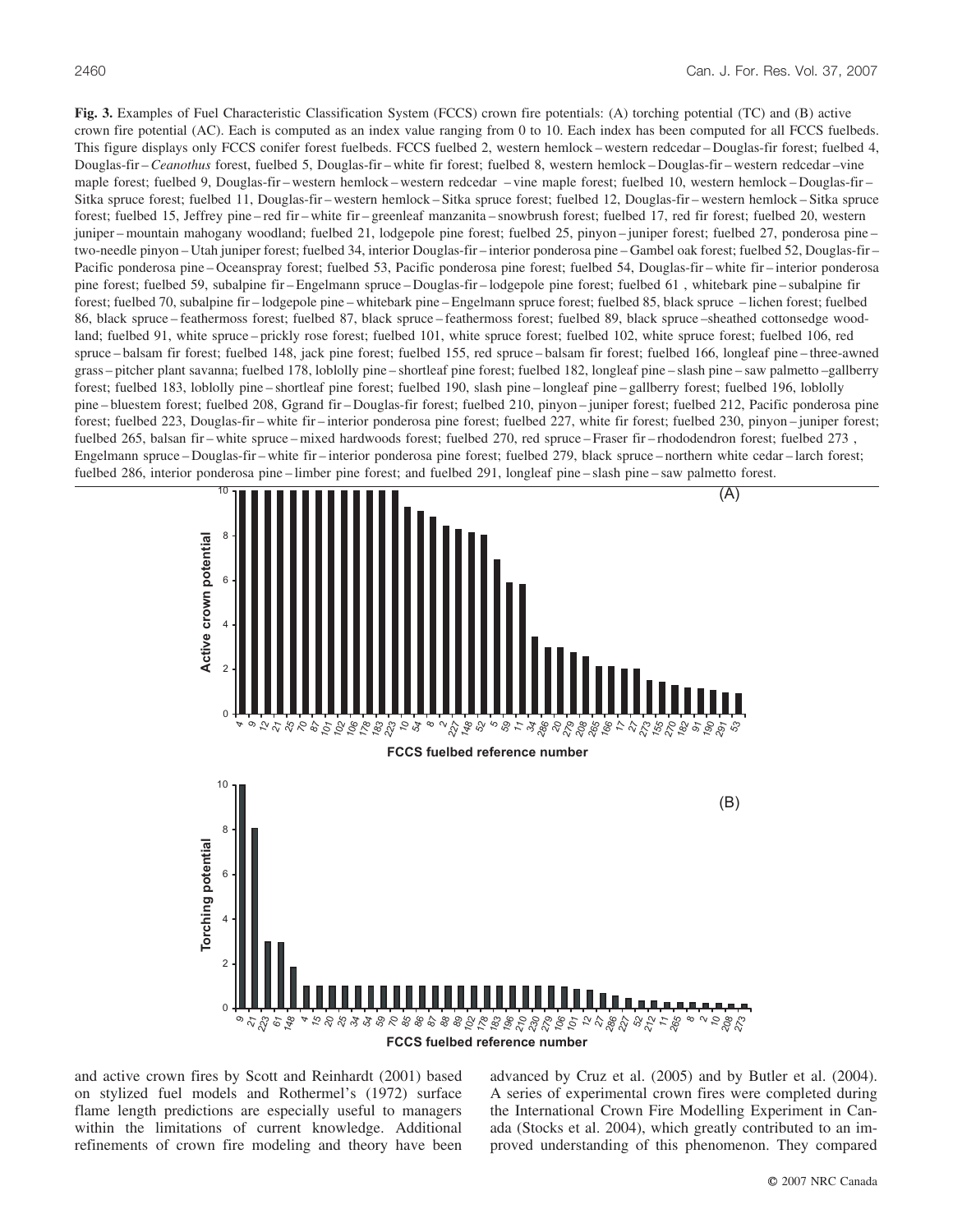**Fig. 3.** Examples of Fuel Characteristic Classification System (FCCS) crown fire potentials: (A) torching potential (TC) and (B) active crown fire potential (AC). Each is computed as an index value ranging from 0 to 10. Each index has been computed for all FCCS fuelbeds. This figure displays only FCCS conifer forest fuelbeds. FCCS fuelbed 2, western hemlock – western redcedar – Douglas-fir forest; fuelbed 4, Douglas-fir – *Ceanothus* forest, fuelbed 5, Douglas-fir – white fir forest; fuelbed 8, western hemlock – Douglas-fir – western redcedar – vine maple forest; fuelbed 9, Douglas-fir – western hemlock – western redcedar – vine maple forest; fuelbed 10, western hemlock – Douglas-fir – Sitka spruce forest; fuelbed 11, Douglas-fir – western hemlock – Sitka spruce forest; fuelbed 12, Douglas-fir – western hemlock – Sitka spruce forest; fuelbed 15, Jeffrey pine – red fir – white fir – greenleaf manzanita – snowbrush forest; fuelbed 17, red fir forest; fuelbed 20, western juniper – mountain mahogany woodland; fuelbed 21, lodgepole pine forest; fuelbed 25, pinyon – juniper forest; fuelbed 27, ponderosa pine – two-needle pinyon – Utah juniper forest; fuelbed 34, interior Douglas-fir – interior ponderosa pine – Gambel oak forest; fuelbed 52, Douglas-fir – Pacific ponderosa pine – Oceanspray forest; fuelbed 53, Pacific ponderosa pine forest; fuelbed 54, Douglas-fir – white fir – interior ponderosa pine forest; fuelbed 59, subalpine fir – Engelmann spruce – Douglas-fir – lodgepole pine forest; fuelbed 61 , whitebark pine – subalpine fir forest; fuelbed 70, subalpine fir – lodgepole pine – whitebark pine – Engelmann spruce forest; fuelbed 85, black spruce – lichen forest; fuelbed 86, black spruce – feathermoss forest; fuelbed 87, black spruce – feathermoss forest; fuelbed 89, black spruce – sheathed cottonsedge woodland; fuelbed 91, white spruce – prickly rose forest; fuelbed 101, white spruce forest; fuelbed 102, white spruce forest; fuelbed 106, red spruce – balsam fir forest; fuelbed 148, jack pine forest; fuelbed 155, red spruce – balsam fir forest; fuelbed 166, longleaf pine – three-awned grass – pitcher plant savanna; fuelbed 178, loblolly pine – shortleaf pine forest; fuelbed 182, longleaf pine – slash pine – saw palmetto – gallberry forest; fuelbed 183, loblolly pine – shortleaf pine forest; fuelbed 190, slash pine – longleaf pine – gallberry forest; fuelbed 196, loblolly pine – bluestem forest; fuelbed 208, Ggrand fir – Douglas-fir forest; fuelbed 210, pinyon – juniper forest; fuelbed 212, Pacific ponderosa pine forest; fuelbed 223, Douglas-fir – white fir – interior ponderosa pine forest; fuelbed 227, white fir forest; fuelbed 230, pinyon – juniper forest; fuelbed 265, balsan fir – white spruce – mixed hardwoods forest; fuelbed 270, red spruce – Fraser fir – rhododendron forest; fuelbed 273 , Engelmann spruce – Douglas-fir – white fir – interior ponderosa pine forest; fuelbed 279, black spruce – northern white cedar – larch forest; fuelbed 286, interior ponderosa pine – limber pine forest; and fuelbed 291, longleaf pine – slash pine – saw palmetto forest.

and active crown fires by Scott and Reinhardt (2001) based on stylized fuel models and Rothermel's (1972) surface flame length predictions are especially useful to managers within the limitations of current knowledge. Additional refinements of crown fire modeling and theory have been advanced by Cruz et al. (2005) and by Butler et al. (2004). A series of experimental crown fires were completed during the International Crown Fire Modelling Experiment in Canada (Stocks et al. 2004), which greatly contributed to an improved understanding of this phenomenon. They compared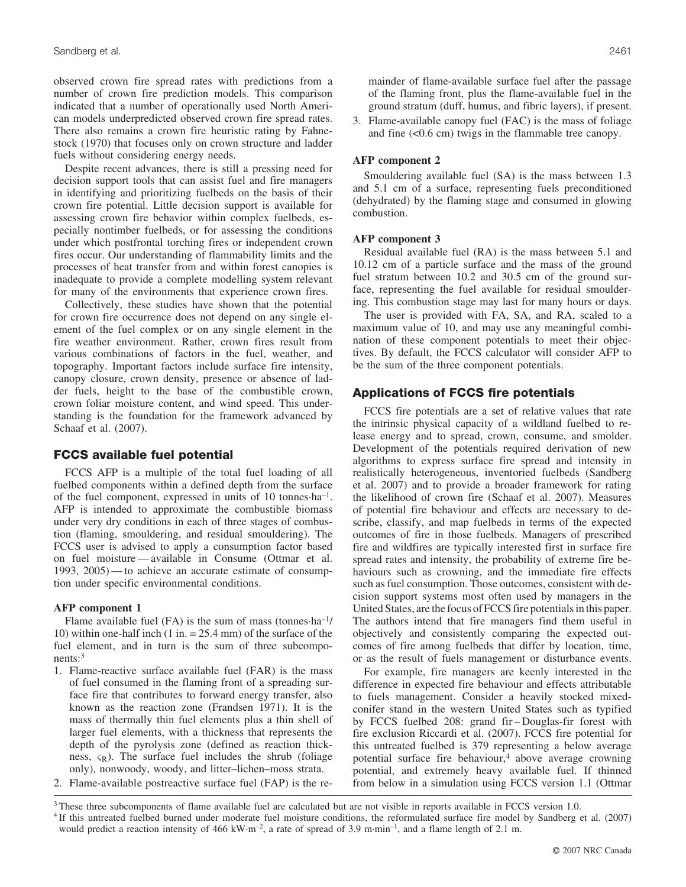observed crown fire spread rates with predictions from a number of crown fire prediction models. This comparison indicated that a number of operationally used North American models underpredicted observed crown fire spread rates. There also remains a crown fire heuristic rating by Fahnestock (1970) that focuses only on crown structure and ladder fuels without considering energy needs.

Despite recent advances, there is still a pressing need for decision support tools that can assist fuel and fire managers in identifying and prioritizing fuelbeds on the basis of their crown fire potential. Little decision support is available for assessing crown fire behavior within complex fuelbeds, especially nontimber fuelbeds, or for assessing the conditions under which postfrontal torching fires or independent crown fires occur. Our understanding of flammability limits and the processes of heat transfer from and within forest canopies is inadequate to provide a complete modelling system relevant for many of the environments that experience crown fires.

Collectively, these studies have shown that the potential for crown fire occurrence does not depend on any single element of the fuel complex or on any single element in the fire weather environment. Rather, crown fires result from various combinations of factors in the fuel, weather, and topography. Important factors include surface fire intensity, canopy closure, crown density, presence or absence of ladder fuels, height to the base of the combustible crown, crown foliar moisture content, and wind speed. This understanding is the foundation for the framework advanced by Schaaf et al. (2007).

## FCCS available fuel potential

FCCS AFP is a multiple of the total fuel loading of all fuelbed components within a defined depth from the surface of the fuel component, expressed in units of 10 tonnes·ha$^{-1}$. AFP is intended to approximate the combustible biomass under very dry conditions in each of three stages of combustion (flaming, smouldering, and residual smouldering). The FCCS user is advised to apply a consumption factor based on fuel moisture — available in Consume (Ottmar et al. 1993, 2005) — to achieve an accurate estimate of consumption under specific environmental conditions.

### AFP component 1

Flame available fuel (FA) is the sum of mass (tonnes·ha$^{-1}$/10) within one-half inch (1 in. = 25.4 mm) of the surface of the fuel element, and in turn is the sum of three subcomponents:[3]

1. Flame-reactive surface available fuel (FAR) is the mass of fuel consumed in the flaming front of a spreading surface fire that contributes to forward energy transfer, also known as the reaction zone (Frandsen 1971). It is the mass of thermally thin fuel elements plus a thin shell of larger fuel elements, with a thickness that represents the depth of the pyrolysis zone (defined as reaction thickness, $\varsigma_R$). The surface fuel includes the shrub (foliage only), nonwoody, woody, and litter–lichen–moss strata.
2. Flame-available postreactive surface fuel (FAP) is the remainder of flame-available surface fuel after the passage of the flaming front, plus the flame-available fuel in the ground stratum (duff, humus, and fibric layers), if present.
3. Flame-available canopy fuel (FAC) is the mass of foliage and fine (<0.6 cm) twigs in the flammable tree canopy.

### AFP component 2

Smouldering available fuel (SA) is the mass between 1.3 and 5.1 cm of a surface, representing fuels preconditioned (dehydrated) by the flaming stage and consumed in glowing combustion.

### AFP component 3

Residual available fuel (RA) is the mass between 5.1 and 10.12 cm of a particle surface and the mass of the ground fuel stratum between 10.2 and 30.5 cm of the ground surface, representing the fuel available for residual smouldering. This combustion stage may last for many hours or days.

The user is provided with FA, SA, and RA, scaled to a maximum value of 10, and may use any meaningful combination of these component potentials to meet their objectives. By default, the FCCS calculator will consider AFP to be the sum of the three component potentials.

## Applications of FCCS fire potentials

FCCS fire potentials are a set of relative values that rate the intrinsic physical capacity of a wildland fuelbed to release energy and to spread, crown, consume, and smolder. Development of the potentials required derivation of new algorithms to express surface fire spread and intensity in realistically heterogeneous, inventoried fuelbeds (Sandberg et al. 2007) and to provide a broader framework for rating the likelihood of crown fire (Schaaf et al. 2007). Measures of potential fire behaviour and effects are necessary to describe, classify, and map fuelbeds in terms of the expected outcomes of fire in those fuelbeds. Managers of prescribed fire and wildfires are typically interested first in surface fire spread rates and intensity, the probability of extreme fire behaviours such as crowning, and the immediate fire effects such as fuel consumption. Those outcomes, consistent with decision support systems most often used by managers in the United States, are the focus of FCCS fire potentials in this paper. The authors intend that fire managers find them useful in objectively and consistently comparing the expected outcomes of fire among fuelbeds that differ by location, time, or as the result of fuels management or disturbance events.

For example, fire managers are keenly interested in the difference in expected fire behaviour and effects attributable to fuels management. Consider a heavily stocked mixed-conifer stand in the western United States such as typified by FCCS fuelbed 208: grand fir – Douglas-fir forest with fire exclusion Riccardi et al. (2007). FCCS fire potential for this untreated fuelbed is 379 representing a below average potential surface fire behaviour,[4] above average crowning potential, and extremely heavy available fuel. If thinned from below in a simulation using FCCS version 1.1 (Ottmar

[3] These three subcomponents of flame available fuel are calculated but are not visible in reports available in FCCS version 1.0.

[4] If this untreated fuelbed burned under moderate fuel moisture conditions, the reformulated surface fire model by Sandberg et al. (2007) would predict a reaction intensity of 466 kW·m$^{-2}$, a rate of spread of 3.9 m·min$^{-1}$, and a flame length of 2.1 m.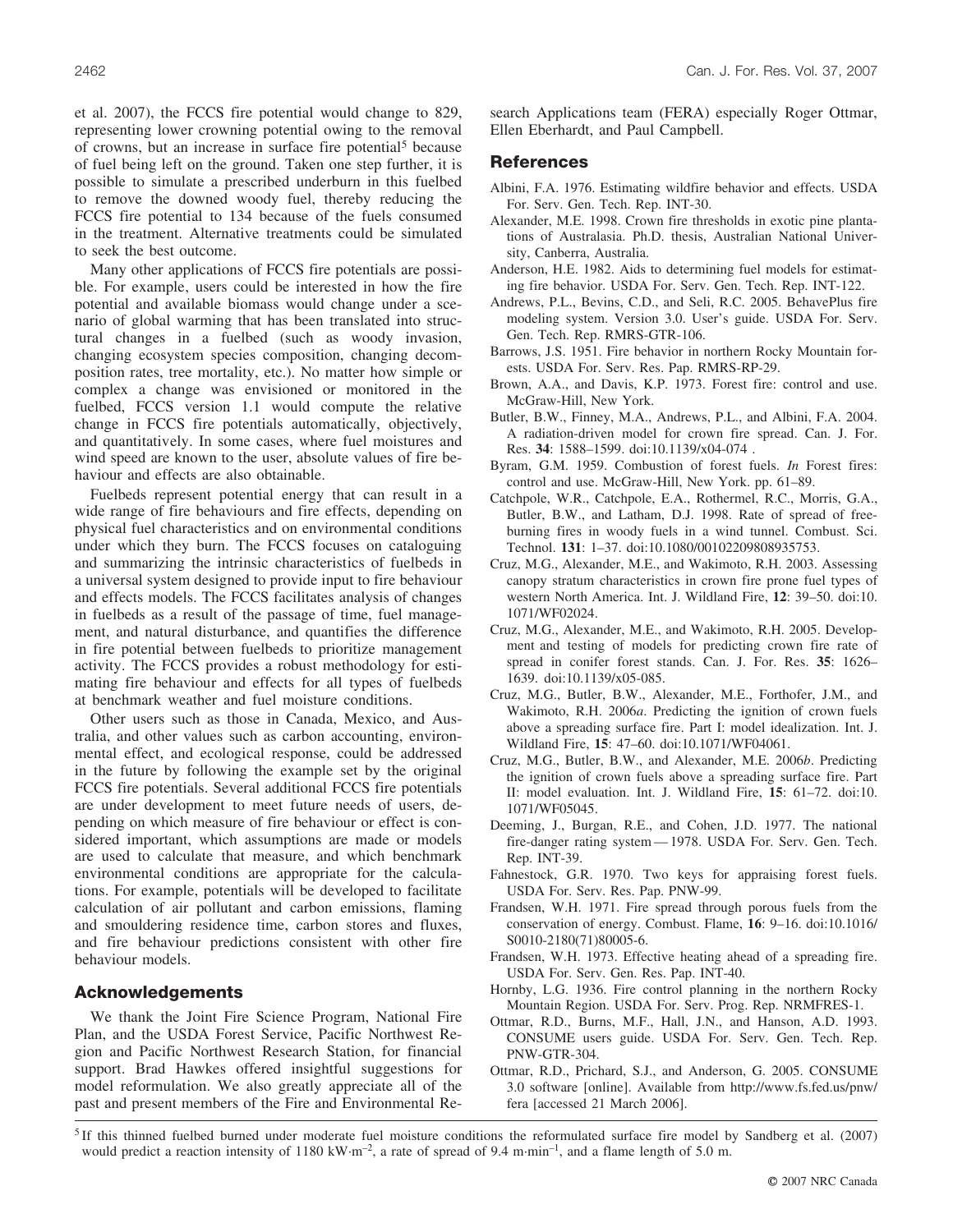et al. 2007), the FCCS fire potential would change to 829, representing lower crowning potential owing to the removal of crowns, but an increase in surface fire potential[5] because of fuel being left on the ground. Taken one step further, it is possible to simulate a prescribed underburn in this fuelbed to remove the downed woody fuel, thereby reducing the FCCS fire potential to 134 because of the fuels consumed in the treatment. Alternative treatments could be simulated to seek the best outcome.

Many other applications of FCCS fire potentials are possible. For example, users could be interested in how the fire potential and available biomass would change under a scenario of global warming that has been translated into structural changes in a fuelbed (such as woody invasion, changing ecosystem species composition, changing decomposition rates, tree mortality, etc.). No matter how simple or complex a change was envisioned or monitored in the fuelbed, FCCS version 1.1 would compute the relative change in FCCS fire potentials automatically, objectively, and quantitatively. In some cases, where fuel moistures and wind speed are known to the user, absolute values of fire behaviour and effects are also obtainable.

Fuelbeds represent potential energy that can result in a wide range of fire behaviours and fire effects, depending on physical fuel characteristics and on environmental conditions under which they burn. The FCCS focuses on cataloguing and summarizing the intrinsic characteristics of fuelbeds in a universal system designed to provide input to fire behaviour and effects models. The FCCS facilitates analysis of changes in fuelbeds as a result of the passage of time, fuel management, and natural disturbance, and quantifies the difference in fire potential between fuelbeds to prioritize management activity. The FCCS provides a robust methodology for estimating fire behaviour and effects for all types of fuelbeds at benchmark weather and fuel moisture conditions.

Other users such as those in Canada, Mexico, and Australia, and other values such as carbon accounting, environmental effect, and ecological response, could be addressed in the future by following the example set by the original FCCS fire potentials. Several additional FCCS fire potentials are under development to meet future needs of users, depending on which measure of fire behaviour or effect is considered important, which assumptions are made or models are used to calculate that measure, and which benchmark environmental conditions are appropriate for the calculations. For example, potentials will be developed to facilitate calculation of air pollutant and carbon emissions, flaming and smouldering residence time, carbon stores and fluxes, and fire behaviour predictions consistent with other fire behaviour models.

## Acknowledgements

We thank the Joint Fire Science Program, National Fire Plan, and the USDA Forest Service, Pacific Northwest Region and Pacific Northwest Research Station, for financial support. Brad Hawkes offered insightful suggestions for model reformulation. We also greatly appreciate all of the past and present members of the Fire and Environmental Research Applications team (FERA) especially Roger Ottmar, Ellen Eberhardt, and Paul Campbell.

## References

Albini, F.A. 1976. Estimating wildfire behavior and effects. USDA For. Serv. Gen. Tech. Rep. INT-30.

Alexander, M.E. 1998. Crown fire thresholds in exotic pine plantations of Australasia. Ph.D. thesis, Australian National University, Canberra, Australia.

Anderson, H.E. 1982. Aids to determining fuel models for estimating fire behavior. USDA For. Serv. Gen. Tech. Rep. INT-122.

Andrews, P.L., Bevins, C.D., and Seli, R.C. 2005. BehavePlus fire modeling system. Version 3.0. User's guide. USDA For. Serv. Gen. Tech. Rep. RMRS-GTR-106.

Barrows, J.S. 1951. Fire behavior in northern Rocky Mountain forests. USDA For. Serv. Res. Pap. RMRS-RP-29.

Brown, A.A., and Davis, K.P. 1973. Forest fire: control and use. McGraw-Hill, New York.

Butler, B.W., Finney, M.A., Andrews, P.L., and Albini, F.A. 2004. A radiation-driven model for crown fire spread. Can. J. For. Res. **34**: 1588–1599. doi:10.1139/x04-074 .

Byram, G.M. 1959. Combustion of forest fuels. *In* Forest fires: control and use. McGraw-Hill, New York. pp. 61–89.

Catchpole, W.R., Catchpole, E.A., Rothermel, R.C., Morris, G.A., Butler, B.W., and Latham, D.J. 1998. Rate of spread of free-burning fires in woody fuels in a wind tunnel. Combust. Sci. Technol. **131**: 1–37. doi:10.1080/00102209808935753.

Cruz, M.G., Alexander, M.E., and Wakimoto, R.H. 2003. Assessing canopy stratum characteristics in crown fire prone fuel types of western North America. Int. J. Wildland Fire, **12**: 39–50. doi:10.1071/WF02024.

Cruz, M.G., Alexander, M.E., and Wakimoto, R.H. 2005. Development and testing of models for predicting crown fire rate of spread in conifer forest stands. Can. J. For. Res. **35**: 1626–1639. doi:10.1139/x05-085.

Cruz, M.G., Butler, B.W., Alexander, M.E., Forthofer, J.M., and Wakimoto, R.H. 2006*a*. Predicting the ignition of crown fuels above a spreading surface fire. Part I: model idealization. Int. J. Wildland Fire, **15**: 47–60. doi:10.1071/WF04061.

Cruz, M.G., Butler, B.W., and Alexander, M.E. 2006*b*. Predicting the ignition of crown fuels above a spreading surface fire. Part II: model evaluation. Int. J. Wildland Fire, **15**: 61–72. doi:10.1071/WF05045.

Deeming, J., Burgan, R.E., and Cohen, J.D. 1977. The national fire-danger rating system — 1978. USDA For. Serv. Gen. Tech. Rep. INT-39.

Fahnestock, G.R. 1970. Two keys for appraising forest fuels. USDA For. Serv. Res. Pap. PNW-99.

Frandsen, W.H. 1971. Fire spread through porous fuels from the conservation of energy. Combust. Flame, **16**: 9–16. doi:10.1016/S0010-2180(71)80005-6.

Frandsen, W.H. 1973. Effective heating ahead of a spreading fire. USDA For. Serv. Gen. Res. Pap. INT-40.

Hornby, L.G. 1936. Fire control planning in the northern Rocky Mountain Region. USDA For. Serv. Prog. Rep. NRMFRES-1.

Ottmar, R.D., Burns, M.F., Hall, J.N., and Hanson, A.D. 1993. CONSUME users guide. USDA For. Serv. Gen. Tech. Rep. PNW-GTR-304.

Ottmar, R.D., Prichard, S.J., and Anderson, G. 2005. CONSUME 3.0 software [online]. Available from http://www.fs.fed.us/pnw/fera [accessed 21 March 2006].

[5] If this thinned fuelbed burned under moderate fuel moisture conditions the reformulated surface fire model by Sandberg et al. (2007) would predict a reaction intensity of 1180 $kW \cdot m^{-2}$, a rate of spread of 9.4 $m \cdot min^{-1}$, and a flame length of 5.0 m.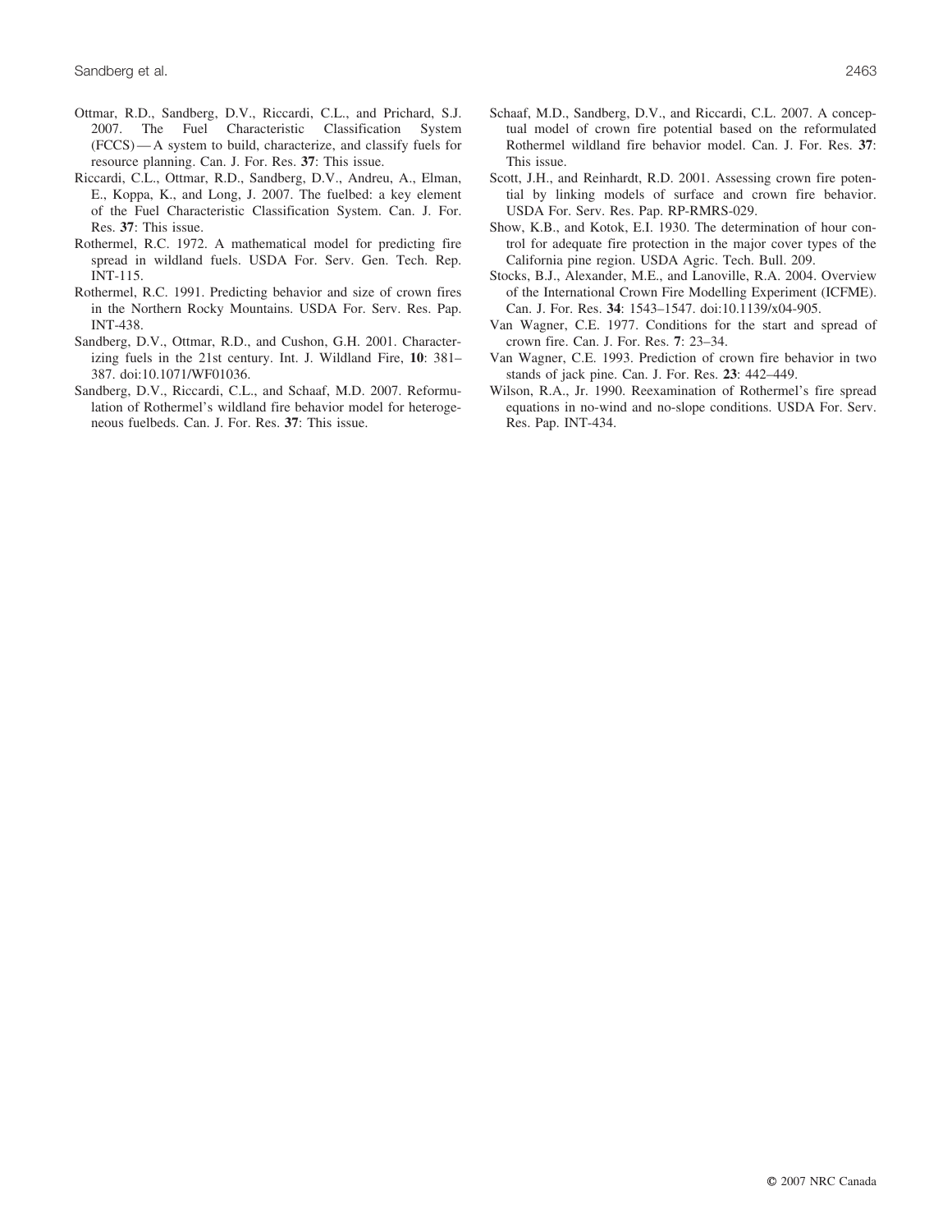Ottmar, R.D., Sandberg, D.V., Riccardi, C.L., and Prichard, S.J. 2007. The Fuel Characteristic Classification System (FCCS) — A system to build, characterize, and classify fuels for resource planning. Can. J. For. Res. **37**: This issue.

Riccardi, C.L., Ottmar, R.D., Sandberg, D.V., Andreu, A., Elman, E., Koppa, K., and Long, J. 2007. The fuelbed: a key element of the Fuel Characteristic Classification System. Can. J. For. Res. **37**: This issue.

Rothermel, R.C. 1972. A mathematical model for predicting fire spread in wildland fuels. USDA For. Serv. Gen. Tech. Rep. INT-115.

Rothermel, R.C. 1991. Predicting behavior and size of crown fires in the Northern Rocky Mountains. USDA For. Serv. Res. Pap. INT-438.

Sandberg, D.V., Ottmar, R.D., and Cushon, G.H. 2001. Characterizing fuels in the 21st century. Int. J. Wildland Fire, **10**: 381–387. doi:10.1071/WF01036.

Sandberg, D.V., Riccardi, C.L., and Schaaf, M.D. 2007. Reformulation of Rothermel's wildland fire behavior model for heterogeneous fuelbeds. Can. J. For. Res. **37**: This issue.

Schaaf, M.D., Sandberg, D.V., and Riccardi, C.L. 2007. A conceptual model of crown fire potential based on the reformulated Rothermel wildland fire behavior model. Can. J. For. Res. **37**: This issue.

Scott, J.H., and Reinhardt, R.D. 2001. Assessing crown fire potential by linking models of surface and crown fire behavior. USDA For. Serv. Res. Pap. RP-RMRS-029.

Show, K.B., and Kotok, E.I. 1930. The determination of hour control for adequate fire protection in the major cover types of the California pine region. USDA Agric. Tech. Bull. 209.

Stocks, B.J., Alexander, M.E., and Lanoville, R.A. 2004. Overview of the International Crown Fire Modelling Experiment (ICFME). Can. J. For. Res. **34**: 1543–1547. doi:10.1139/x04-905.

Van Wagner, C.E. 1977. Conditions for the start and spread of crown fire. Can. J. For. Res. **7**: 23–34.

Van Wagner, C.E. 1993. Prediction of crown fire behavior in two stands of jack pine. Can. J. For. Res. **23**: 442–449.

Wilson, R.A., Jr. 1990. Reexamination of Rothermel's fire spread equations in no-wind and no-slope conditions. USDA For. Serv. Res. Pap. INT-434.